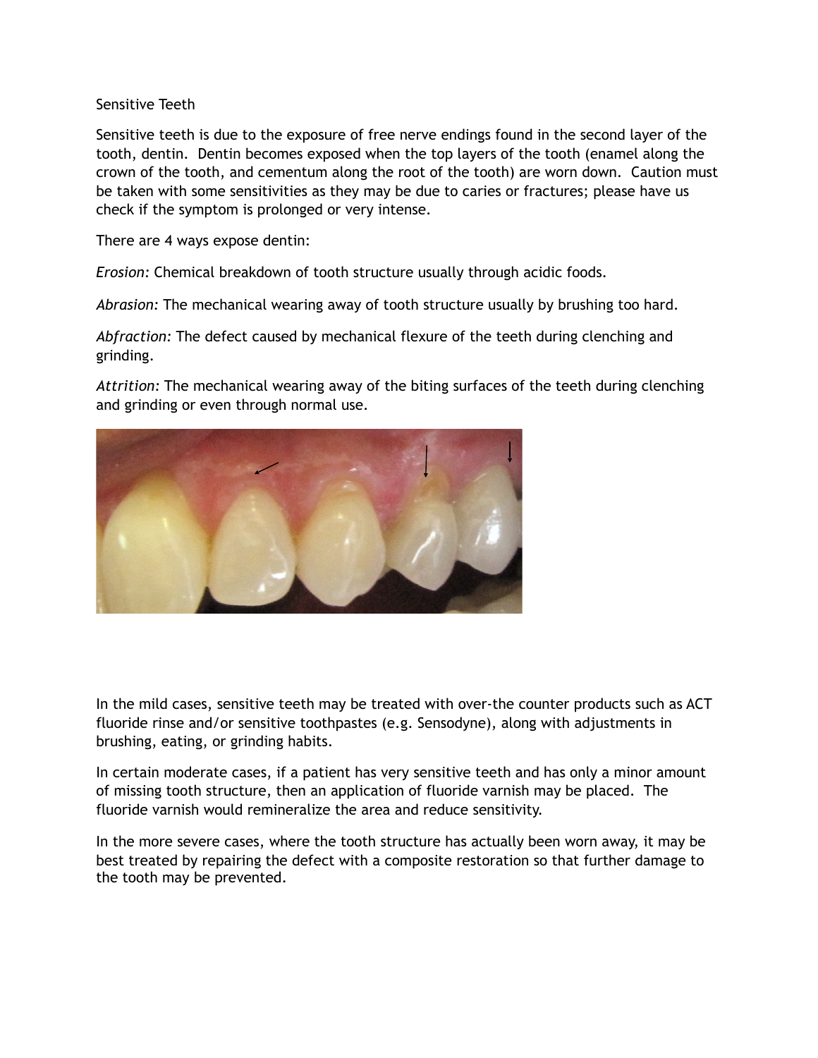# Sensitive Teeth

Sensitive teeth is due to the exposure of free nerve endings found in the second layer of the tooth, dentin. Dentin becomes exposed when the top layers of the tooth (enamel along the crown of the tooth, and cementum along the root of the tooth) are worn down. Caution must be taken with some sensitivities as they may be due to caries or fractures; please have us check if the symptom is prolonged or very intense.

There are 4 ways expose dentin:

*Erosion:* Chemical breakdown of tooth structure usually through acidic foods.

*Abrasion:* The mechanical wearing away of tooth structure usually by brushing too hard.

*Abfraction:* The defect caused by mechanical flexure of the teeth during clenching and grinding.

*Attrition:* The mechanical wearing away of the biting surfaces of the teeth during clenching and grinding or even through normal use.

In the mild cases, sensitive teeth may be treated with over-the counter products such as ACT fluoride rinse and/or sensitive toothpastes (e.g. Sensodyne), along with adjustments in brushing, eating, or grinding habits.

In certain moderate cases, if a patient has very sensitive teeth and has only a minor amount of missing tooth structure, then an application of fluoride varnish may be placed. The fluoride varnish would remineralize the area and reduce sensitivity.

In the more severe cases, where the tooth structure has actually been worn away, it may be best treated by repairing the defect with a composite restoration so that further damage to the tooth may be prevented.